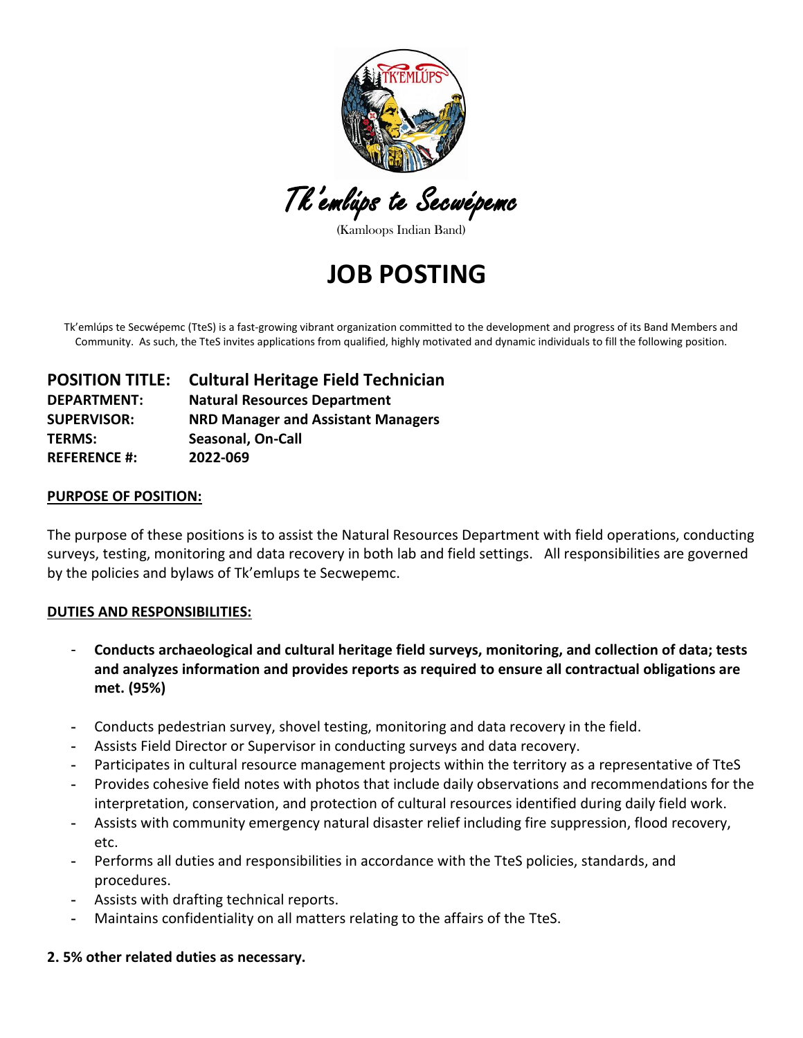Tk'emlúps te Secwépemc

(Kamloops Indian Band)

# JOB POSTING

Tk'emlúps te Secwépemc (TteS) is a fast-growing vibrant organization committed to the development and progress of its Band Members and Community. As such, the TteS invites applications from qualified, highly motivated and dynamic individuals to fill the following position.

**POSITION TITLE:** **Cultural Heritage Field Technician**
**DEPARTMENT:** **Natural Resources Department**
**SUPERVISOR:** **NRD Manager and Assistant Managers**
**TERMS:** **Seasonal, On-Call**
**REFERENCE #:** **2022-069**

## PURPOSE OF POSITION:

The purpose of these positions is to assist the Natural Resources Department with field operations, conducting surveys, testing, monitoring and data recovery in both lab and field settings. All responsibilities are governed by the policies and bylaws of Tk'emlups te Secwepemc.

## DUTIES AND RESPONSIBILITIES:

- **Conducts archaeological and cultural heritage field surveys, monitoring, and collection of data; tests and analyzes information and provides reports as required to ensure all contractual obligations are met. (95%)**

- Conducts pedestrian survey, shovel testing, monitoring and data recovery in the field.
- Assists Field Director or Supervisor in conducting surveys and data recovery.
- Participates in cultural resource management projects within the territory as a representative of TteS
- Provides cohesive field notes with photos that include daily observations and recommendations for the interpretation, conservation, and protection of cultural resources identified during daily field work.
- Assists with community emergency natural disaster relief including fire suppression, flood recovery, etc.
- Performs all duties and responsibilities in accordance with the TteS policies, standards, and procedures.
- Assists with drafting technical reports.
- Maintains confidentiality on all matters relating to the affairs of the TteS.

**2. 5% other related duties as necessary.**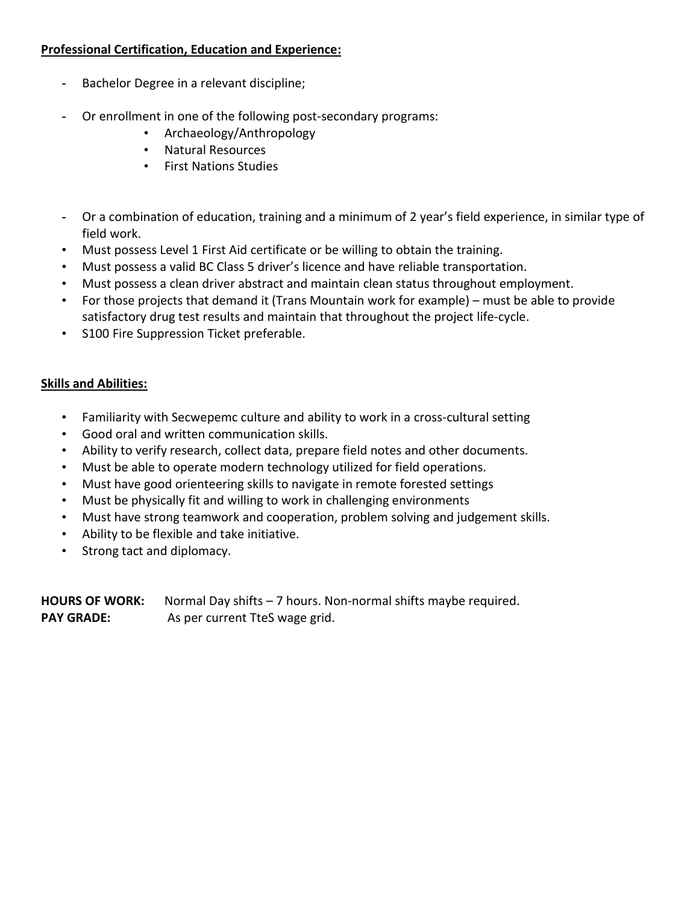**Professional Certification, Education and Experience:**

- Bachelor Degree in a relevant discipline;
- Or enrollment in one of the following post-secondary programs:
  - Archaeology/Anthropology
  - Natural Resources
  - First Nations Studies
- Or a combination of education, training and a minimum of 2 year's field experience, in similar type of field work.

- Must possess Level 1 First Aid certificate or be willing to obtain the training.
- Must possess a valid BC Class 5 driver's licence and have reliable transportation.
- Must possess a clean driver abstract and maintain clean status throughout employment.
- For those projects that demand it (Trans Mountain work for example) – must be able to provide satisfactory drug test results and maintain that throughout the project life-cycle.
- S100 Fire Suppression Ticket preferable.

**Skills and Abilities:**

- Familiarity with Secwepemc culture and ability to work in a cross-cultural setting
- Good oral and written communication skills.
- Ability to verify research, collect data, prepare field notes and other documents.
- Must be able to operate modern technology utilized for field operations.
- Must have good orienteering skills to navigate in remote forested settings
- Must be physically fit and willing to work in challenging environments
- Must have strong teamwork and cooperation, problem solving and judgement skills.
- Ability to be flexible and take initiative.
- Strong tact and diplomacy.

**HOURS OF WORK:** Normal Day shifts – 7 hours. Non-normal shifts maybe required.
**PAY GRADE:** As per current TteS wage grid.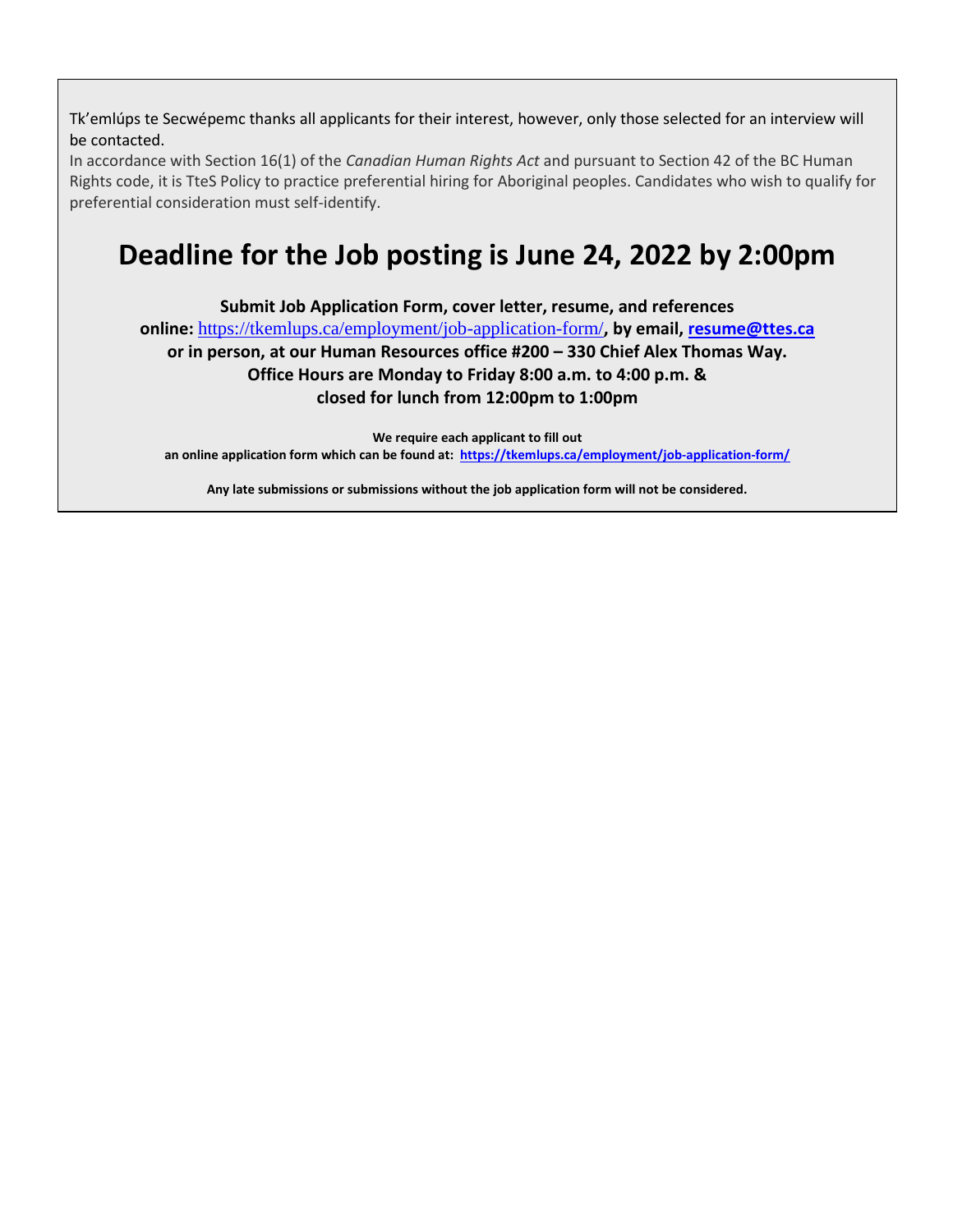Tk'emlúps te Secwépemc thanks all applicants for their interest, however, only those selected for an interview will be contacted.

In accordance with Section 16(1) of the *Canadian Human Rights Act* and pursuant to Section 42 of the BC Human Rights code, it is TteS Policy to practice preferential hiring for Aboriginal peoples. Candidates who wish to qualify for preferential consideration must self-identify.

# Deadline for the Job posting is June 24, 2022 by 2:00pm

**Submit Job Application Form, cover letter, resume, and references online:** https://tkemlups.ca/employment/job-application-form/**, by email,** **resume@ttes.ca**
**or in person, at our Human Resources office #200 – 330 Chief Alex Thomas Way.**
**Office Hours are Monday to Friday 8:00 a.m. to 4:00 p.m. &**
**closed for lunch from 12:00pm to 1:00pm**

**We require each applicant to fill out an online application form which can be found at: https://tkemlups.ca/employment/job-application-form/**

**Any late submissions or submissions without the job application form will not be considered.**